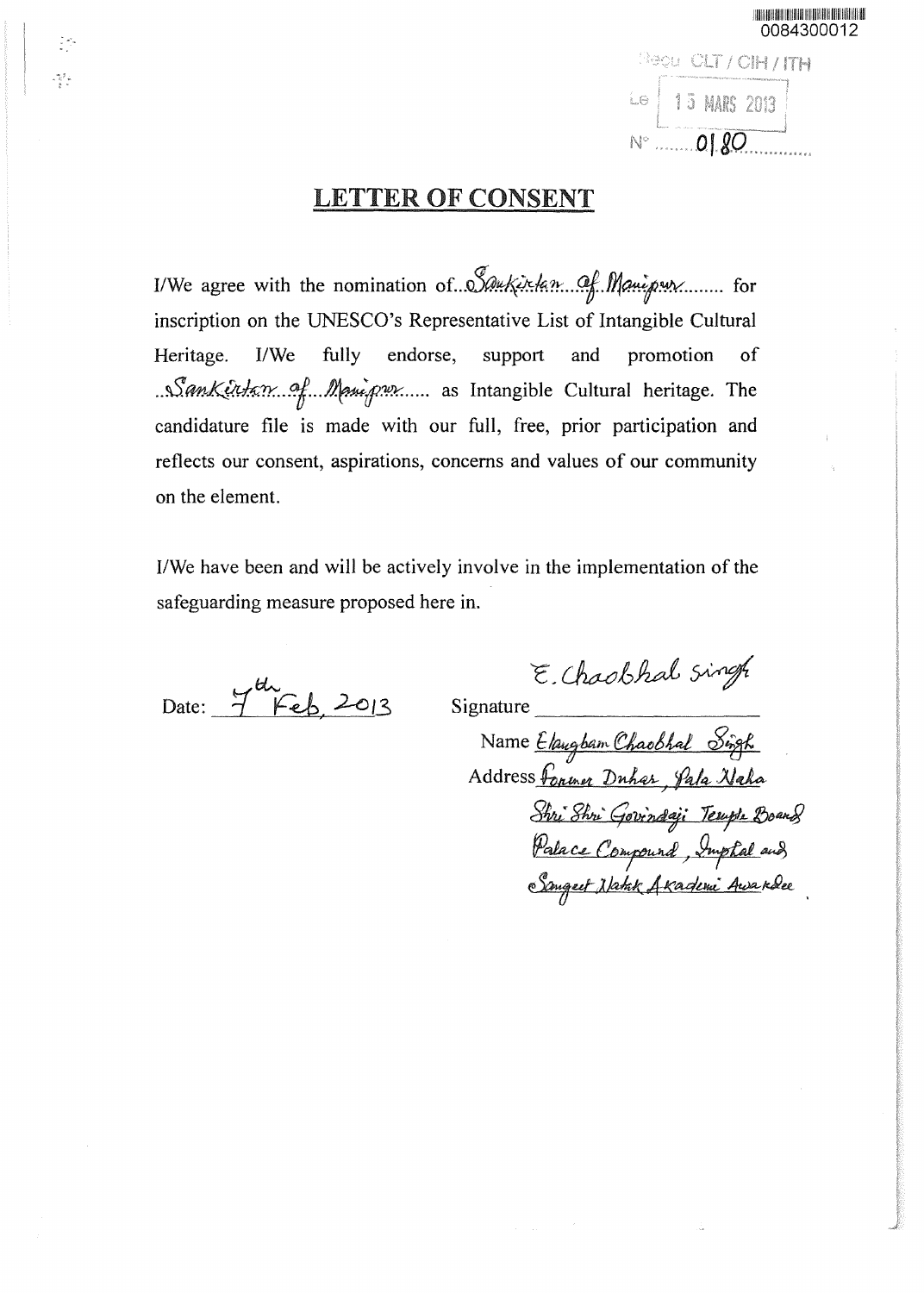0084300012

Reçu CLT / CIH / ITH

Le 15 MARS 2013

N° 0180

# LETTER OF CONSENT

I/We agree with the nomination of Sankirtan of Manipur for inscription on the UNESCO's Representative List of Intangible Cultural Heritage. I/We fully endorse, support and promotion of Sankirtan of Manipur as Intangible Cultural heritage. The candidature file is made with our full, free, prior participation and reflects our consent, aspirations, concerns and values of our community on the element.

I/We have been and will be actively involve in the implementation of the safeguarding measure proposed here in.

Date: 7th Feb, 2013

Signature E. Chaobhal Singh

Name Elangbam Chaobhal Singh

Address Former Duhar, Pala Naha Shri Shri Govindaji Temple Board Palace Compound, Imphal and Sangeet Natak Akademi Awardee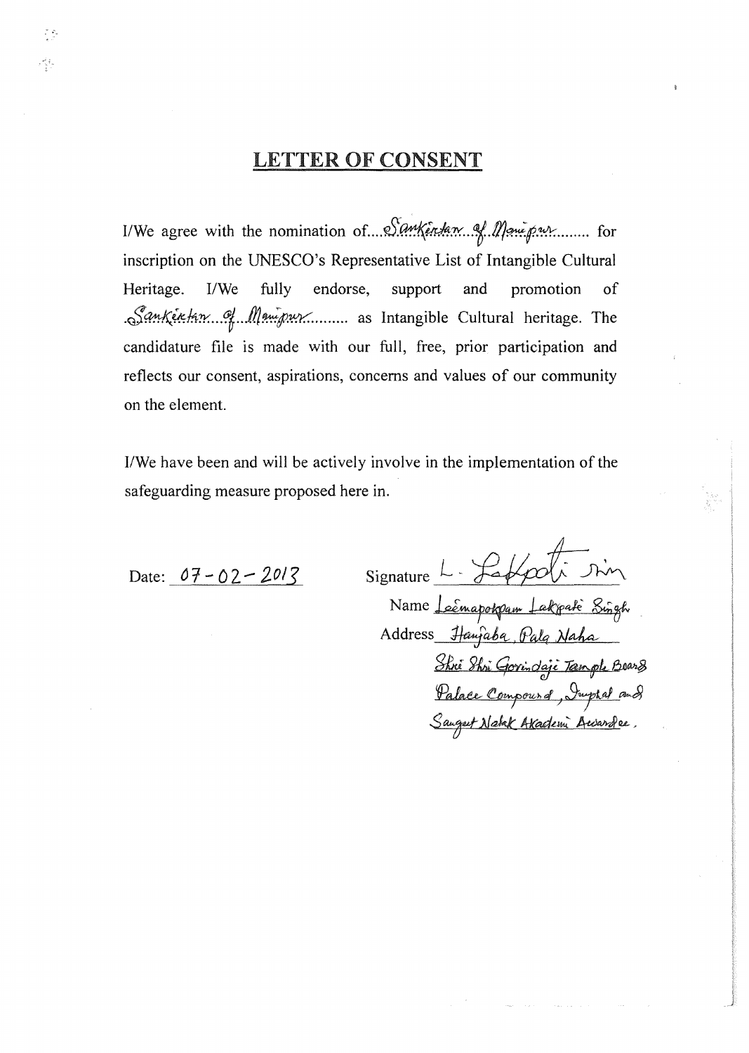# LETTER OF CONSENT

I/We agree with the nomination of....Sankirtan of Manipur........ for inscription on the UNESCO's Representative List of Intangible Cultural Heritage. I/We fully endorse, support and promotion of .Sankirtan...of...Manipur.......... as Intangible Cultural heritage. The candidature file is made with our full, free, prior participation and reflects our consent, aspirations, concerns and values of our community on the element.

I/We have been and will be actively involve in the implementation of the safeguarding measure proposed here in.

Date: 07-02-2013

Signature L. Lakpati Sin

Name Leemapokpam Lakpati Singh

Address Hanjaba, Pala Naha
Shri Shri Govindaji Temple Board
Palace Compound, Imphal and
Sangeet Natak Akademi Awardee.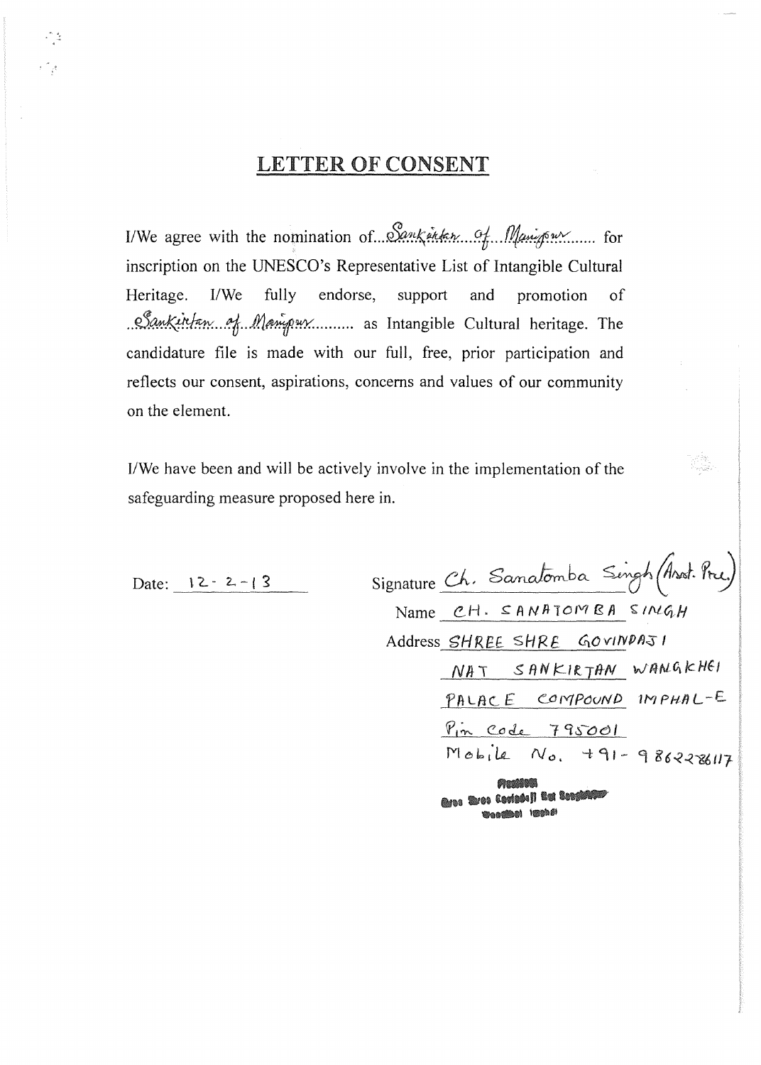# LETTER OF CONSENT

I/We agree with the nomination of...Sankirtan of Manipur...... for inscription on the UNESCO's Representative List of Intangible Cultural Heritage. I/We fully endorse, support and promotion of ..Sankirtan of Manipur.......... as Intangible Cultural heritage. The candidature file is made with our full, free, prior participation and reflects our consent, aspirations, concerns and values of our community on the element.

I/We have been and will be actively involve in the implementation of the safeguarding measure proposed here in.

Date: 12-2-13

Signature Ch. Sanatomba Singh (Asst. Pre.)

Name CH. SANATOMBA SINGH

Address SHREE SHRE GOVINDAJI NAT SANKIRTAN WANGKHEI PALACE COMPOUND IMPHAL-E Pin Code 795001 Mobile No. +91-9862286117

President
Shree Shree Govindaji Nat Sankirtan
Wangkhei Imphal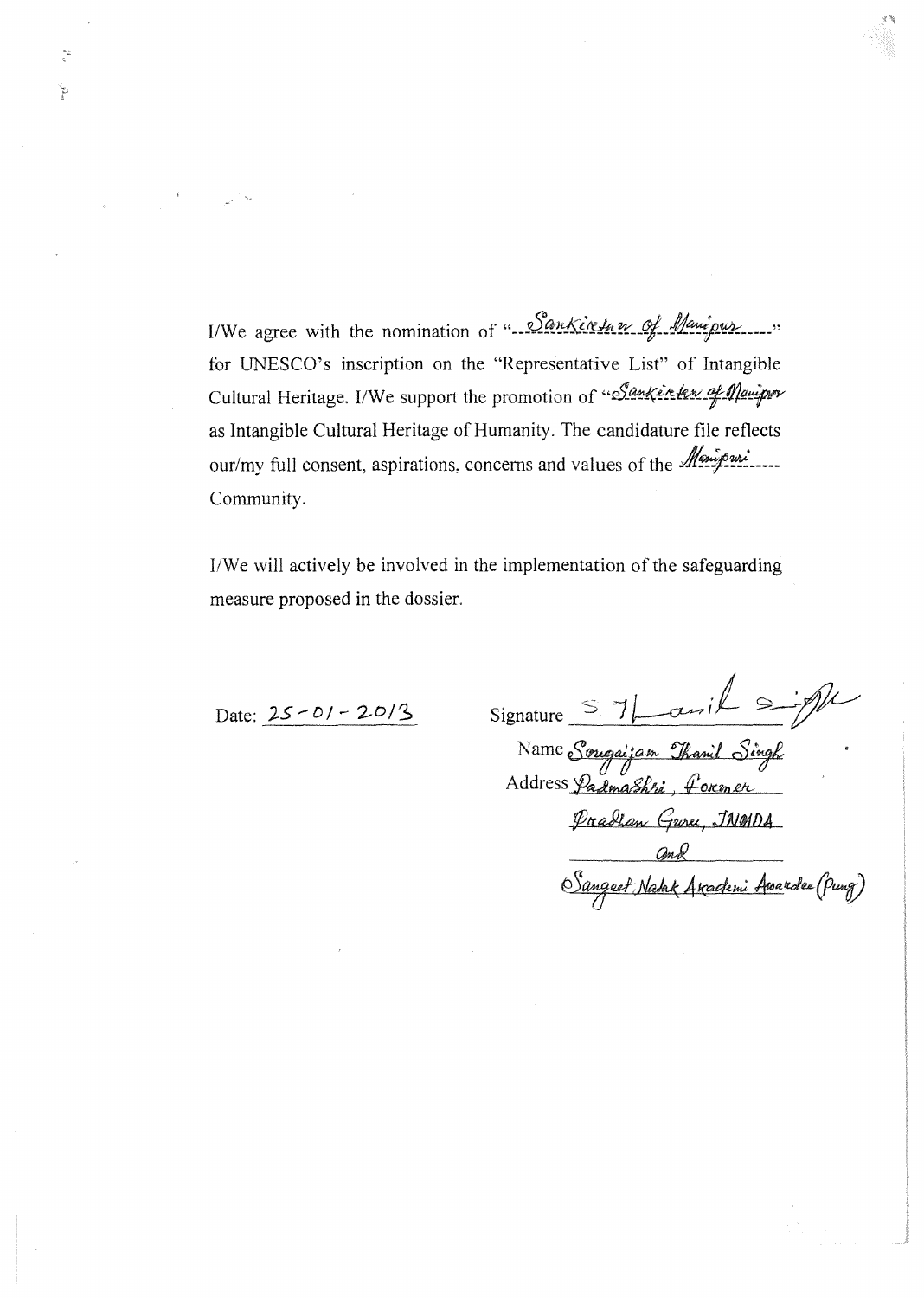I/We agree with the nomination of "Sankirtan of Manipur" for UNESCO's inscription on the "Representative List" of Intangible Cultural Heritage. I/We support the promotion of "Sankirtan of Manipur" as Intangible Cultural Heritage of Humanity. The candidature file reflects our/my full consent, aspirations, concerns and values of the Manipuri Community.

I/We will actively be involved in the implementation of the safeguarding measure proposed in the dossier.

Date: 25-01-2013

Signature S. Thanil Singh

Name Sougaijam Thanil Singh

Address Padmashri, Former Pradhan Guru, JNMDA and Sangeet Natak Akademi Awardee (Pung)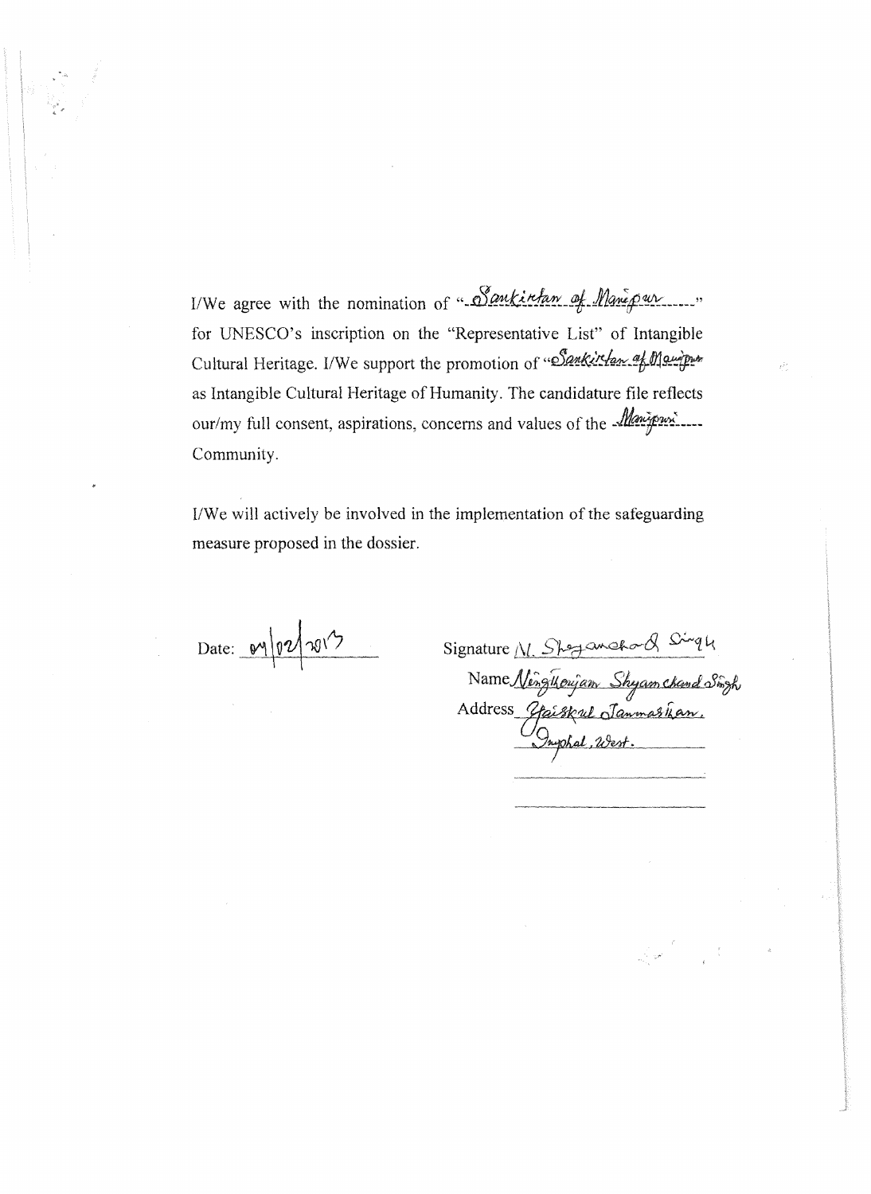I/We agree with the nomination of "Sankirtan of Manipur" for UNESCO's inscription on the "Representative List" of Intangible Cultural Heritage. I/We support the promotion of "Sankirtan of Manipur" as Intangible Cultural Heritage of Humanity. The candidature file reflects our/my full consent, aspirations, concerns and values of the Manipuri Community.

I/We will actively be involved in the implementation of the safeguarding measure proposed in the dossier.

Date: 09/02/2013

Signature N. Shyamchand Singh

Name Ningthoujam Shyamchand Singh

Address Yaiskul Janmasthan, Imphal, West.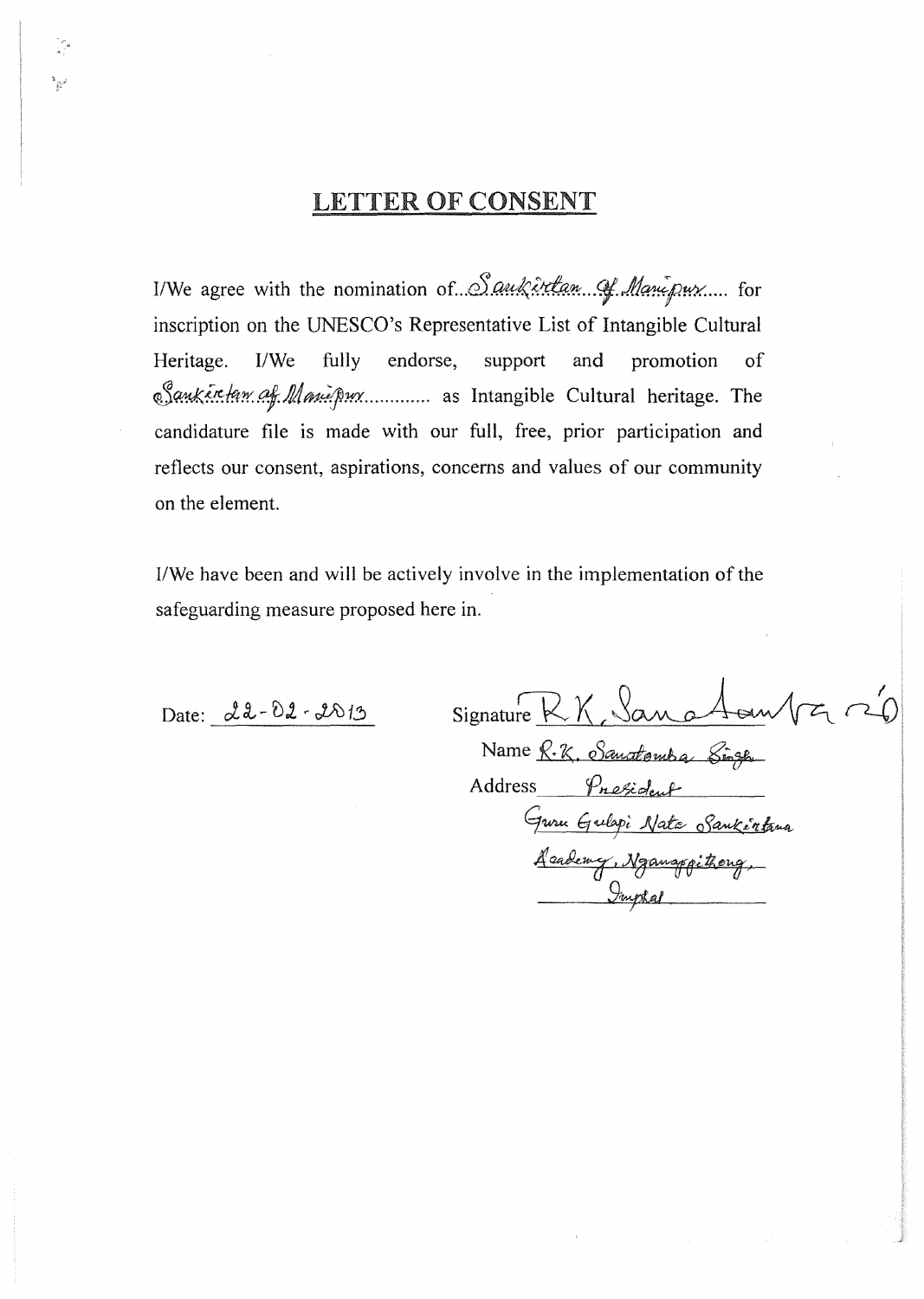# LETTER OF CONSENT

I/We agree with the nomination of...Sankirtan of Manipur..... for inscription on the UNESCO's Representative List of Intangible Cultural Heritage. I/We fully endorse, support and promotion of Sankirtan of Manipur............ as Intangible Cultural heritage. The candidature file is made with our full, free, prior participation and reflects our consent, aspirations, concerns and values of our community on the element.

I/We have been and will be actively involve in the implementation of the safeguarding measure proposed here in.

Date: 22-02-2013

Signature R.K. Sanatomba

Name R.K. Sanatomba Singh

Address President

Guru Gulapi Nata Sankirtana

Academy, Nganappithong,

Imphal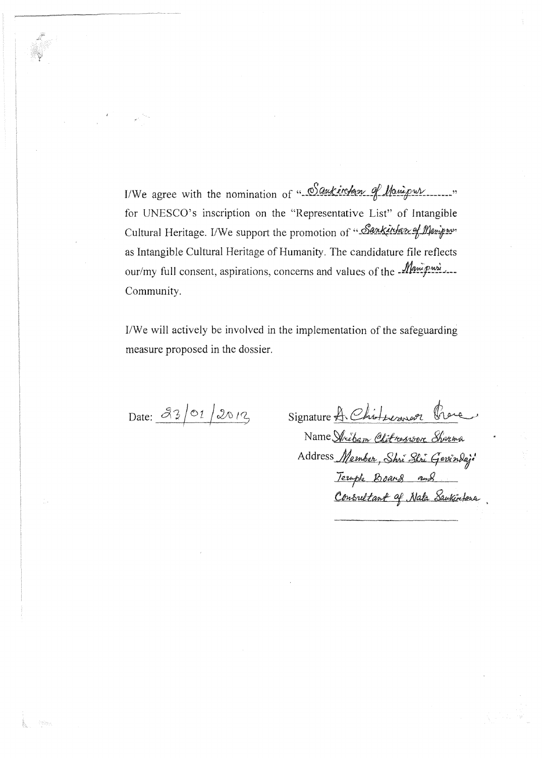I/We agree with the nomination of "Sankirtan of Manipur" for UNESCO's inscription on the "Representative List" of Intangible Cultural Heritage. I/We support the promotion of "Sankirtan of Manipur" as Intangible Cultural Heritage of Humanity. The candidature file reflects our/my full consent, aspirations, concerns and values of the Manipuri Community.

I/We will actively be involved in the implementation of the safeguarding measure proposed in the dossier.

Date: 23/01/2012

Signature A. Chitreswor

Name Aribam Chitreswor Sharma

Address Member, Shri Shri Govindaji Temple Board and Consultant of Nata Sankirtana